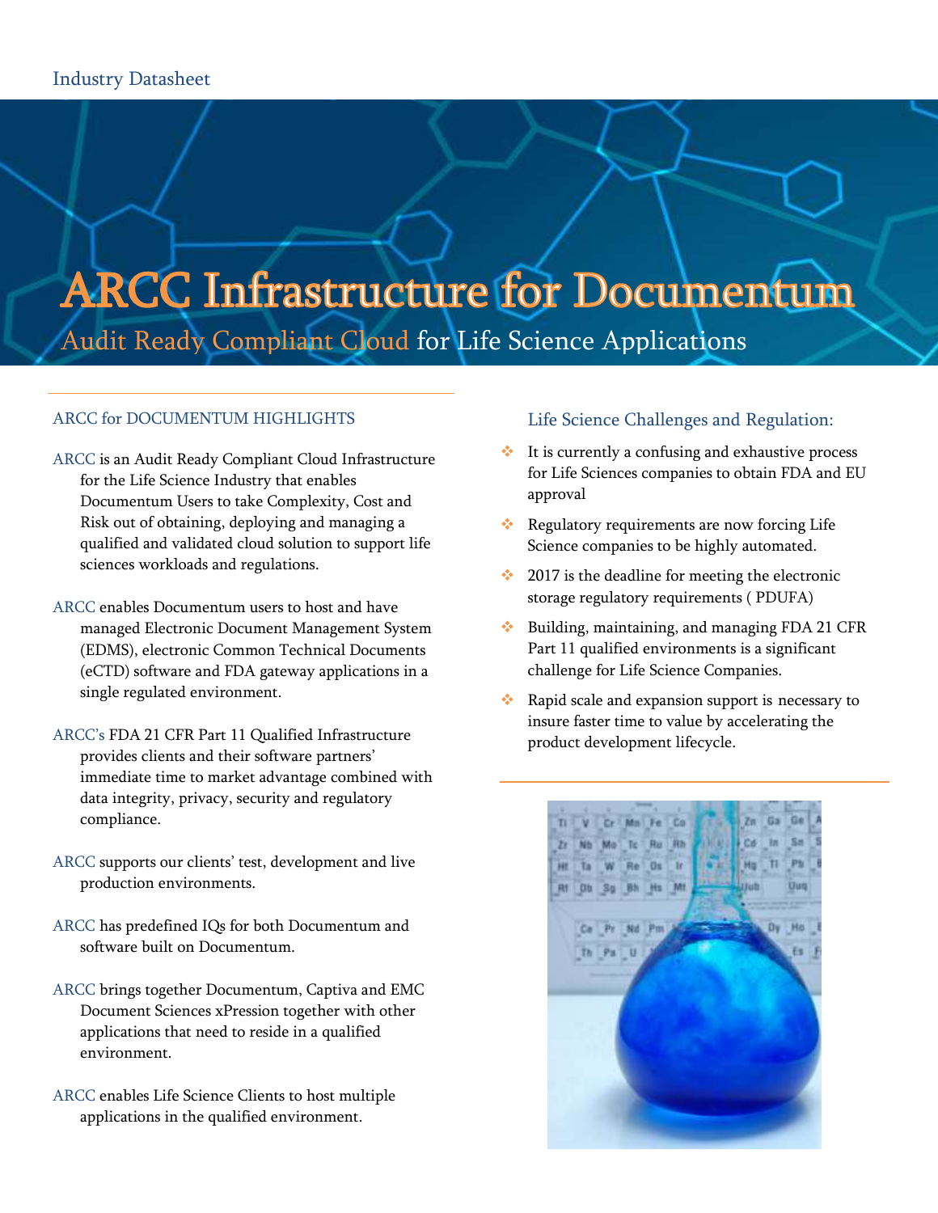Industry Datasheet

# ARCC Infrastructure for Documentum

## Audit Ready Compliant Cloud for Life Science Applications

### ARCC for DOCUMENTUM HIGHLIGHTS

ARCC is an Audit Ready Compliant Cloud Infrastructure for the Life Science Industry that enables Documentum Users to take Complexity, Cost and Risk out of obtaining, deploying and managing a qualified and validated cloud solution to support life sciences workloads and regulations.

ARCC enables Documentum users to host and have managed Electronic Document Management System (EDMS), electronic Common Technical Documents (eCTD) software and FDA gateway applications in a single regulated environment.

ARCC's FDA 21 CFR Part 11 Qualified Infrastructure provides clients and their software partners' immediate time to market advantage combined with data integrity, privacy, security and regulatory compliance.

ARCC supports our clients' test, development and live production environments.

ARCC has predefined IQs for both Documentum and software built on Documentum.

ARCC brings together Documentum, Captiva and EMC Document Sciences xPression together with other applications that need to reside in a qualified environment.

ARCC enables Life Science Clients to host multiple applications in the qualified environment.

### Life Science Challenges and Regulation:

- It is currently a confusing and exhaustive process for Life Sciences companies to obtain FDA and EU approval
- Regulatory requirements are now forcing Life Science companies to be highly automated.
- 2017 is the deadline for meeting the electronic storage regulatory requirements ( PDUFA)
- Building, maintaining, and managing FDA 21 CFR Part 11 qualified environments is a significant challenge for Life Science Companies.
- Rapid scale and expansion support is necessary to insure faster time to value by accelerating the product development lifecycle.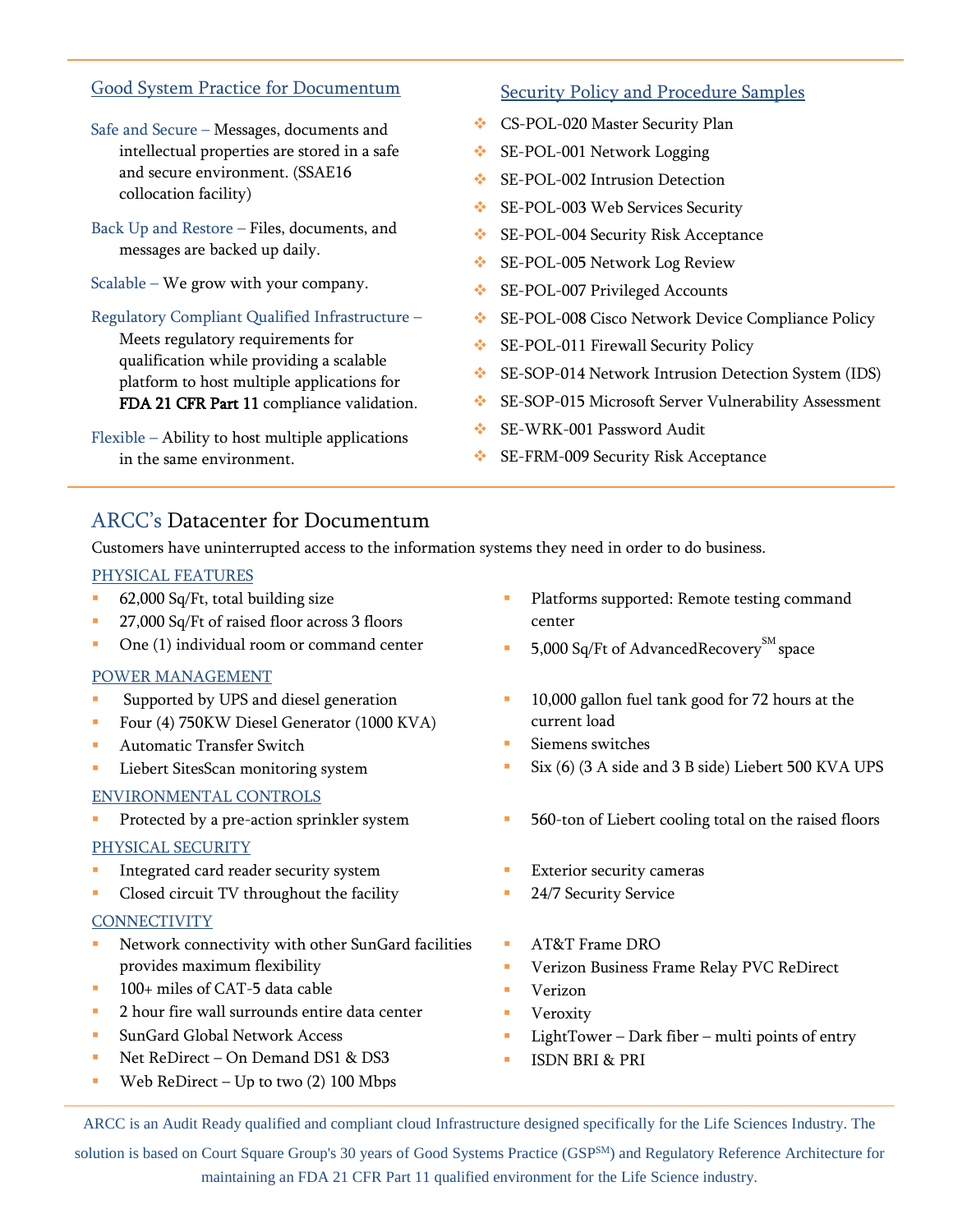## Good System Practice for Documentum

Safe and Secure – Messages, documents and intellectual properties are stored in a safe and secure environment. (SSAE16 collocation facility)

Back Up and Restore – Files, documents, and messages are backed up daily.

Scalable – We grow with your company.

Regulatory Compliant Qualified Infrastructure – Meets regulatory requirements for qualification while providing a scalable platform to host multiple applications for **FDA 21 CFR Part 11** compliance validation.

Flexible – Ability to host multiple applications in the same environment.

## Security Policy and Procedure Samples

- CS-POL-020 Master Security Plan
- SE-POL-001 Network Logging
- SE-POL-002 Intrusion Detection
- SE-POL-003 Web Services Security
- SE-POL-004 Security Risk Acceptance
- SE-POL-005 Network Log Review
- SE-POL-007 Privileged Accounts
- SE-POL-008 Cisco Network Device Compliance Policy
- SE-POL-011 Firewall Security Policy
- SE-SOP-014 Network Intrusion Detection System (IDS)
- SE-SOP-015 Microsoft Server Vulnerability Assessment
- SE-WRK-001 Password Audit
- SE-FRM-009 Security Risk Acceptance

# ARCC's Datacenter for Documentum

Customers have uninterrupted access to the information systems they need in order to do business.

### PHYSICAL FEATURES

- 62,000 Sq/Ft, total building size
- 27,000 Sq/Ft of raised floor across 3 floors
- One (1) individual room or command center
- Platforms supported: Remote testing command center
- 5,000 Sq/Ft of AdvancedRecovery[SM] space

### POWER MANAGEMENT

- Supported by UPS and diesel generation
- Four (4) 750KW Diesel Generator (1000 KVA)
- Automatic Transfer Switch
- Liebert SitesScan monitoring system
- 10,000 gallon fuel tank good for 72 hours at the current load
- Siemens switches
- Six (6) (3 A side and 3 B side) Liebert 500 KVA UPS

### ENVIRONMENTAL CONTROLS

- Protected by a pre-action sprinkler system
- 560-ton of Liebert cooling total on the raised floors

### PHYSICAL SECURITY

- Integrated card reader security system
- Closed circuit TV throughout the facility
- Exterior security cameras
- 24/7 Security Service

### CONNECTIVITY

- Network connectivity with other SunGard facilities provides maximum flexibility
- 100+ miles of CAT-5 data cable
- 2 hour fire wall surrounds entire data center
- SunGard Global Network Access
- Net ReDirect – On Demand DS1 & DS3
- Web ReDirect – Up to two (2) 100 Mbps
- AT&T Frame DRO
- Verizon Business Frame Relay PVC ReDirect
- Verizon
- Veroxity
- LightTower – Dark fiber – multi points of entry
- ISDN BRI & PRI

ARCC is an Audit Ready qualified and compliant cloud Infrastructure designed specifically for the Life Sciences Industry. The solution is based on Court Square Group's 30 years of Good Systems Practice (GSP[SM]) and Regulatory Reference Architecture for maintaining an FDA 21 CFR Part 11 qualified environment for the Life Science industry.